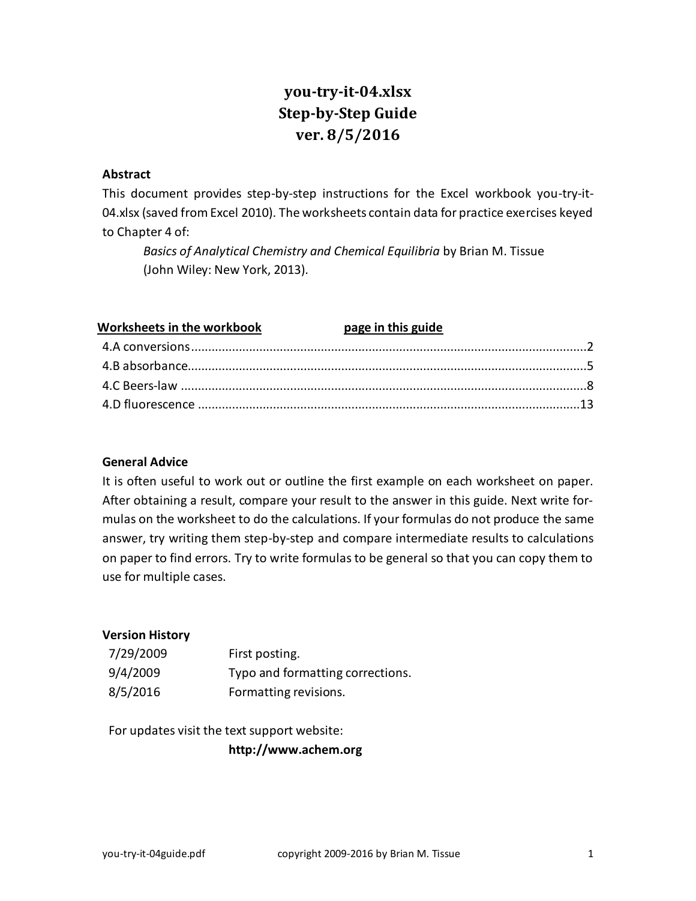# you-try-it-04.xlsx
# Step-by-Step Guide
# ver. 8/5/2016

**Abstract**

This document provides step-by-step instructions for the Excel workbook you-try-it-04.xlsx (saved from Excel 2010). The worksheets contain data for practice exercises keyed to Chapter 4 of:

> *Basics of Analytical Chemistry and Chemical Equilibria* by Brian M. Tissue (John Wiley: New York, 2013).

| Worksheets in the workbook | page in this guide |
| --- | --- |
| 4.A conversions | 2 |
| 4.B absorbance | 5 |
| 4.C Beers-law | 8 |
| 4.D fluorescence | 13 |

**General Advice**

It is often useful to work out or outline the first example on each worksheet on paper. After obtaining a result, compare your result to the answer in this guide. Next write formulas on the worksheet to do the calculations. If your formulas do not produce the same answer, try writing them step-by-step and compare intermediate results to calculations on paper to find errors. Try to write formulas to be general so that you can copy them to use for multiple cases.

**Version History**

| | |
| --- | --- |
| 7/29/2009 | First posting. |
| 9/4/2009 | Typo and formatting corrections. |
| 8/5/2016 | Formatting revisions. |

For updates visit the text support website:

**http://www.achem.org**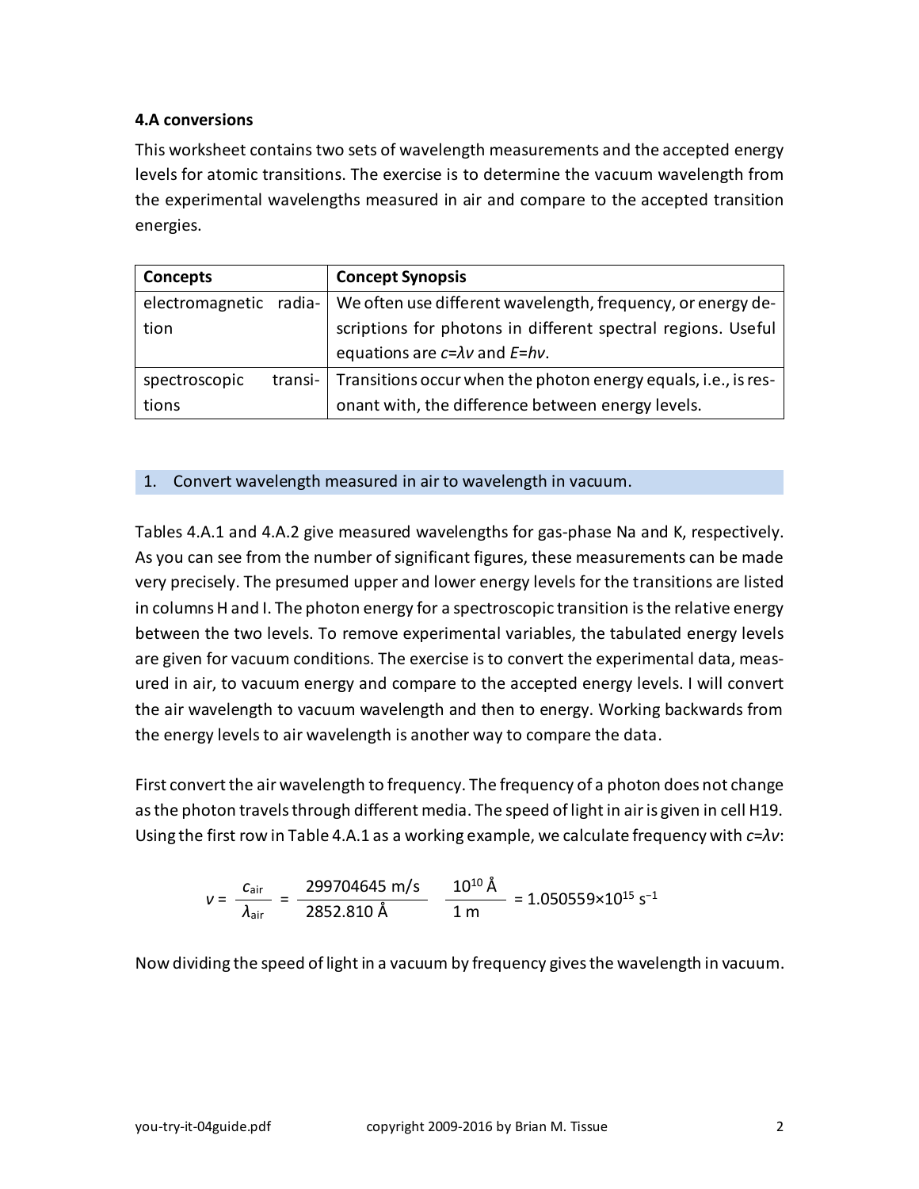### 4.A conversions

This worksheet contains two sets of wavelength measurements and the accepted energy levels for atomic transitions. The exercise is to determine the vacuum wavelength from the experimental wavelengths measured in air and compare to the accepted transition energies.

| Concepts | Concept Synopsis |
| --- | --- |
| electromagnetic radiation | We often use different wavelength, frequency, or energy descriptions for photons in different spectral regions. Useful equations are $c=\lambda\nu$ and $E=h\nu$. |
| spectroscopic transitions | Transitions occur when the photon energy equals, i.e., is resonant with, the difference between energy levels. |

1. Convert wavelength measured in air to wavelength in vacuum.

Tables 4.A.1 and 4.A.2 give measured wavelengths for gas-phase Na and K, respectively. As you can see from the number of significant figures, these measurements can be made very precisely. The presumed upper and lower energy levels for the transitions are listed in columns H and I. The photon energy for a spectroscopic transition is the relative energy between the two levels. To remove experimental variables, the tabulated energy levels are given for vacuum conditions. The exercise is to convert the experimental data, measured in air, to vacuum energy and compare to the accepted energy levels. I will convert the air wavelength to vacuum wavelength and then to energy. Working backwards from the energy levels to air wavelength is another way to compare the data.

First convert the air wavelength to frequency. The frequency of a photon does not change as the photon travels through different media. The speed of light in air is given in cell H19. Using the first row in Table 4.A.1 as a working example, we calculate frequency with $c=\lambda\nu$:

$$\nu = \frac{c_{\text{air}}}{\lambda_{\text{air}}} = \frac{299704645 \text{ m/s}}{2852.810 \text{ Å}} \quad \frac{10^{10} \text{ Å}}{1 \text{ m}} = 1.050559\times10^{15} \text{ s}^{-1}$$

Now dividing the speed of light in a vacuum by frequency gives the wavelength in vacuum.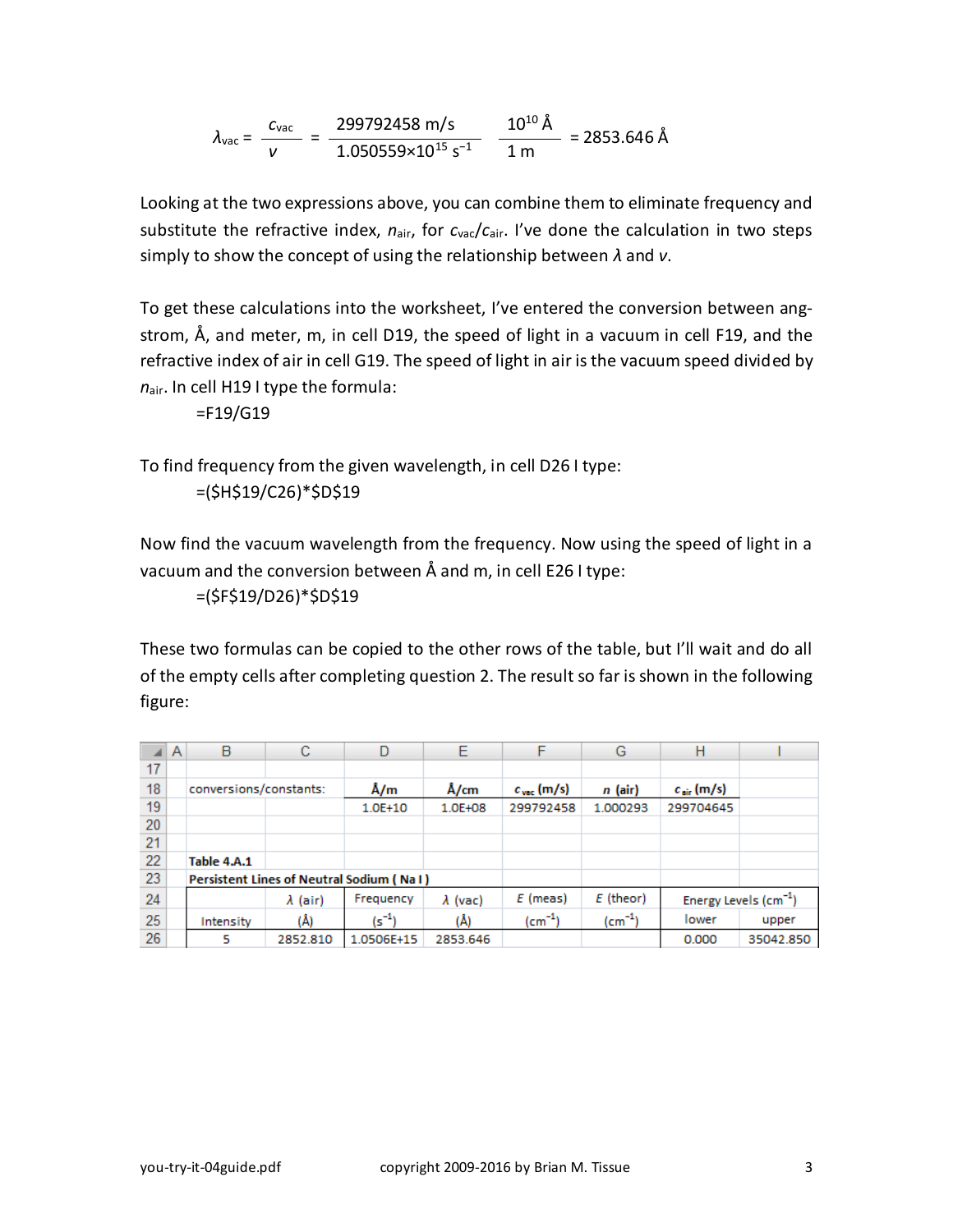$$\lambda_{vac} = \frac{c_{vac}}{\nu} = \frac{299792458 \text{ m/s}}{1.050559{\times}10^{15}\text{ s}^{-1}} \quad \frac{10^{10}\text{ Å}}{1\text{ m}} = 2853.646\text{ Å}$$

Looking at the two expressions above, you can combine them to eliminate frequency and substitute the refractive index, $n_{air}$, for $c_{vac}/c_{air}$. I've done the calculation in two steps simply to show the concept of using the relationship between $\lambda$ and $\nu$.

To get these calculations into the worksheet, I've entered the conversion between angstrom, Å, and meter, m, in cell D19, the speed of light in a vacuum in cell F19, and the refractive index of air in cell G19. The speed of light in air is the vacuum speed divided by $n_{air}$. In cell H19 I type the formula:

```
=F19/G19
```

To find frequency from the given wavelength, in cell D26 I type:

```
=($H$19/C26)*$D$19
```

Now find the vacuum wavelength from the frequency. Now using the speed of light in a vacuum and the conversion between Å and m, in cell E26 I type:

```
=($F$19/D26)*$D$19
```

These two formulas can be copied to the other rows of the table, but I'll wait and do all of the empty cells after completing question 2. The result so far is shown in the following figure:

| | A | B | C | D | E | F | G | H | I |
|---|---|---|---|---|---|---|---|---|---|
| 17 | | | | | | | | | |
| 18 | | conversions/constants: | | Å/m | Å/cm | $c_{vac}$ (m/s) | $n$ (air) | $c_{air}$ (m/s) | |
| 19 | | | | 1.0E+10 | 1.0E+08 | 299792458 | 1.000293 | 299704645 | |
| 20 | | | | | | | | | |
| 21 | | | | | | | | | |
| 22 | | **Table 4.A.1** | | | | | | | |
| 23 | | **Persistent Lines of Neutral Sodium ( Na I )** | | | | | | | |
| 24 | | | $\lambda$ (air) | Frequency | $\lambda$ (vac) | $E$ (meas) | $E$ (theor) | Energy Levels (cm$^{-1}$) | |
| 25 | | Intensity | (Å) | (s$^{-1}$) | (Å) | (cm$^{-1}$) | (cm$^{-1}$) | lower | upper |
| 26 | | 5 | 2852.810 | 1.0506E+15 | 2853.646 | | | 0.000 | 35042.850 |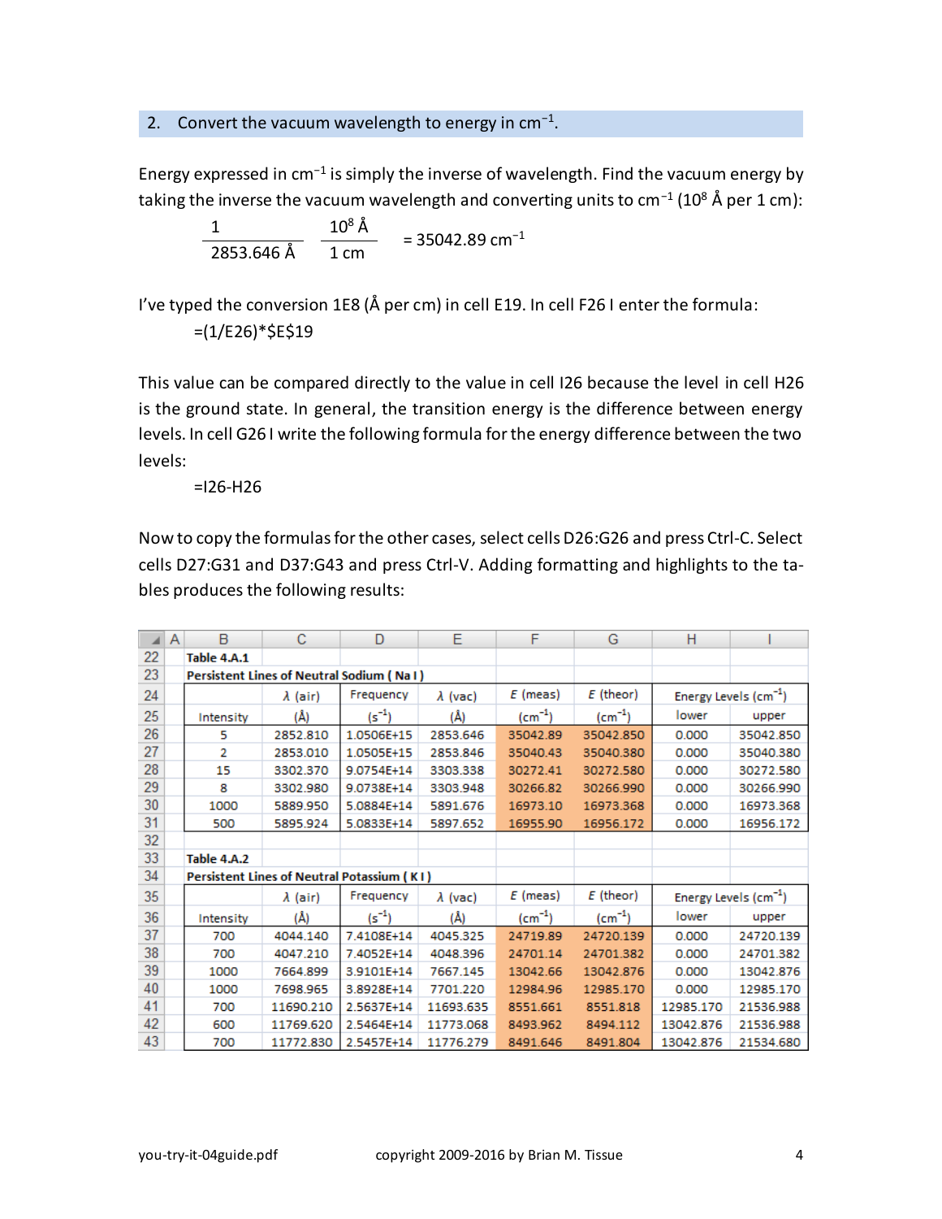## 2. Convert the vacuum wavelength to energy in cm$^{-1}$.

Energy expressed in cm$^{-1}$ is simply the inverse of wavelength. Find the vacuum energy by taking the inverse the vacuum wavelength and converting units to cm$^{-1}$ ($10^8$ Å per 1 cm):

$$\frac{1}{2853.646\text{ Å}} \quad \frac{10^8\text{ Å}}{1\text{ cm}} = 35042.89\text{ cm}^{-1}$$

I've typed the conversion 1E8 (Å per cm) in cell E19. In cell F26 I enter the formula:

```
=(1/E26)*$E$19
```

This value can be compared directly to the value in cell I26 because the level in cell H26 is the ground state. In general, the transition energy is the difference between energy levels. In cell G26 I write the following formula for the energy difference between the two levels:

```
=I26-H26
```

Now to copy the formulas for the other cases, select cells D26:G26 and press Ctrl-C. Select cells D27:G31 and D37:G43 and press Ctrl-V. Adding formatting and highlights to the tables produces the following results:

| | A | B | C | D | E | F | G | H | I |
|---|---|---|---|---|---|---|---|---|---|
| 22 | | **Table 4.A.1** | | | | | | | |
| 23 | | **Persistent Lines of Neutral Sodium ( Na I )** | | | | | | | |
| 24 | | | $\lambda$ (air) | Frequency | $\lambda$ (vac) | *E* (meas) | *E* (theor) | Energy Levels (cm$^{-1}$) | |
| 25 | | Intensity | (Å) | (s$^{-1}$) | (Å) | (cm$^{-1}$) | (cm$^{-1}$) | lower | upper |
| 26 | | 5 | 2852.810 | 1.0506E+15 | 2853.646 | 35042.89 | 35042.850 | 0.000 | 35042.850 |
| 27 | | 2 | 2853.010 | 1.0505E+15 | 2853.846 | 35040.43 | 35040.380 | 0.000 | 35040.380 |
| 28 | | 15 | 3302.370 | 9.0754E+14 | 3303.338 | 30272.41 | 30272.580 | 0.000 | 30272.580 |
| 29 | | 8 | 3302.980 | 9.0738E+14 | 3303.948 | 30266.82 | 30266.990 | 0.000 | 30266.990 |
| 30 | | 1000 | 5889.950 | 5.0884E+14 | 5891.676 | 16973.10 | 16973.368 | 0.000 | 16973.368 |
| 31 | | 500 | 5895.924 | 5.0833E+14 | 5897.652 | 16955.90 | 16956.172 | 0.000 | 16956.172 |
| 32 | | | | | | | | | |
| 33 | | **Table 4.A.2** | | | | | | | |
| 34 | | **Persistent Lines of Neutral Potassium ( K I )** | | | | | | | |
| 35 | | | $\lambda$ (air) | Frequency | $\lambda$ (vac) | *E* (meas) | *E* (theor) | Energy Levels (cm$^{-1}$) | |
| 36 | | Intensity | (Å) | (s$^{-1}$) | (Å) | (cm$^{-1}$) | (cm$^{-1}$) | lower | upper |
| 37 | | 700 | 4044.140 | 7.4108E+14 | 4045.325 | 24719.89 | 24720.139 | 0.000 | 24720.139 |
| 38 | | 700 | 4047.210 | 7.4052E+14 | 4048.396 | 24701.14 | 24701.382 | 0.000 | 24701.382 |
| 39 | | 1000 | 7664.899 | 3.9101E+14 | 7667.145 | 13042.66 | 13042.876 | 0.000 | 13042.876 |
| 40 | | 1000 | 7698.965 | 3.8928E+14 | 7701.220 | 12984.96 | 12985.170 | 0.000 | 12985.170 |
| 41 | | 700 | 11690.210 | 2.5637E+14 | 11693.635 | 8551.661 | 8551.818 | 12985.170 | 21536.988 |
| 42 | | 600 | 11769.620 | 2.5464E+14 | 11773.068 | 8493.962 | 8494.112 | 13042.876 | 21536.988 |
| 43 | | 700 | 11772.830 | 2.5457E+14 | 11776.279 | 8491.646 | 8491.804 | 13042.876 | 21534.680 |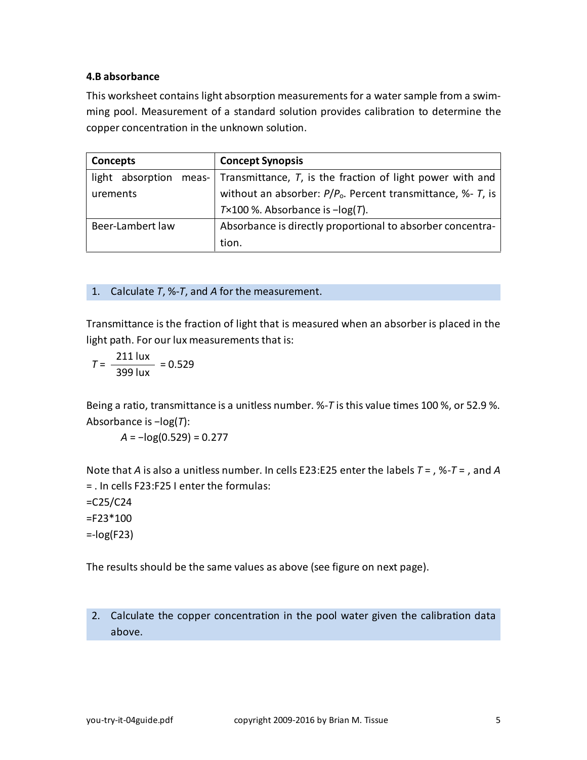### 4.B absorbance

This worksheet contains light absorption measurements for a water sample from a swimming pool. Measurement of a standard solution provides calibration to determine the copper concentration in the unknown solution.

| Concepts | Concept Synopsis |
| --- | --- |
| light absorption measurements | Transmittance, $T$, is the fraction of light power with and without an absorber: $P/P_o$. Percent transmittance, %- $T$, is $T$×100 %. Absorbance is −log($T$). |
| Beer-Lambert law | Absorbance is directly proportional to absorber concentration. |

1. Calculate $T$, %-$T$, and $A$ for the measurement.

Transmittance is the fraction of light that is measured when an absorber is placed in the light path. For our lux measurements that is:

$$T = \frac{211 \text{ lux}}{399 \text{ lux}} = 0.529$$

Being a ratio, transmittance is a unitless number. %-$T$ is this value times 100 %, or 52.9 %. Absorbance is −log($T$):

$$A = -\log(0.529) = 0.277$$

Note that $A$ is also a unitless number. In cells E23:E25 enter the labels $T$ = , %-$T$ = , and $A$ = . In cells F23:F25 I enter the formulas:

```
=C25/C24
=F23*100
=-log(F23)
```

The results should be the same values as above (see figure on next page).

2. Calculate the copper concentration in the pool water given the calibration data above.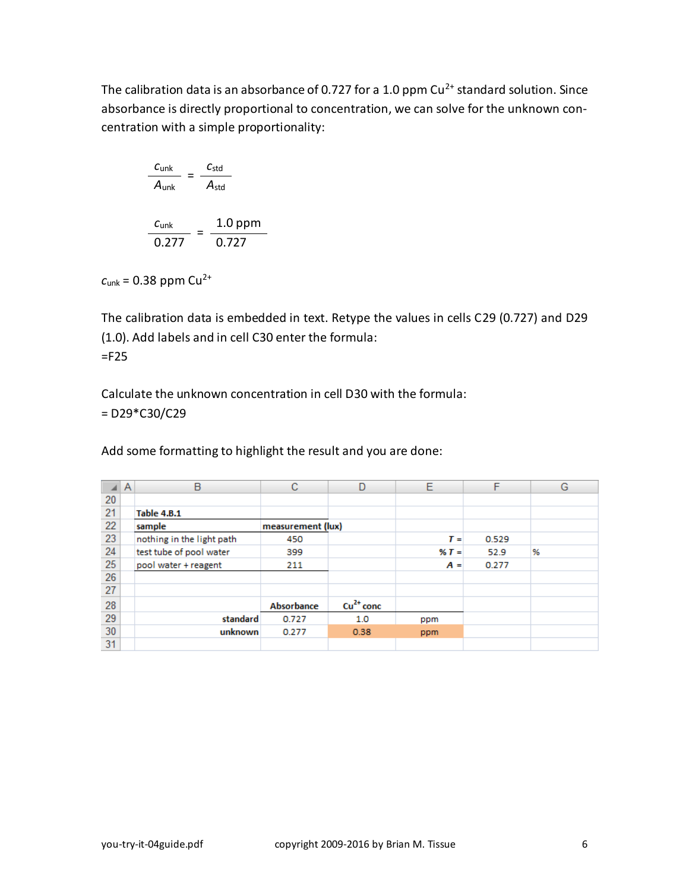The calibration data is an absorbance of 0.727 for a 1.0 ppm $Cu^{2+}$ standard solution. Since absorbance is directly proportional to concentration, we can solve for the unknown concentration with a simple proportionality:

$$\frac{c_{unk}}{A_{unk}} = \frac{c_{std}}{A_{std}}$$

$$\frac{c_{unk}}{0.277} = \frac{1.0 \text{ ppm}}{0.727}$$

$c_{unk}$ = 0.38 ppm $Cu^{2+}$

The calibration data is embedded in text. Retype the values in cells C29 (0.727) and D29 (1.0). Add labels and in cell C30 enter the formula:
=F25

Calculate the unknown concentration in cell D30 with the formula:
= D29*C30/C29

Add some formatting to highlight the result and you are done:

| | A | B | C | D | E | F | G |
|---|---|---|---|---|---|---|---|
| 20 | | | | | | | |
| 21 | | **Table 4.B.1** | | | | | |
| 22 | | **sample** | **measurement (lux)** | | | | |
| 23 | | nothing in the light path | 450 | | ***T*** **=** | 0.529 | |
| 24 | | test tube of pool water | 399 | | **%** ***T*** **=** | 52.9 | % |
| 25 | | pool water + reagent | 211 | | ***A*** **=** | 0.277 | |
| 26 | | | | | | | |
| 27 | | | | | | | |
| 28 | | | **Absorbance** | **$Cu^{2+}$ conc** | | | |
| 29 | | **standard** | 0.727 | 1.0 | ppm | | |
| 30 | | **unknown** | 0.277 | 0.38 | ppm | | |
| 31 | | | | | | | |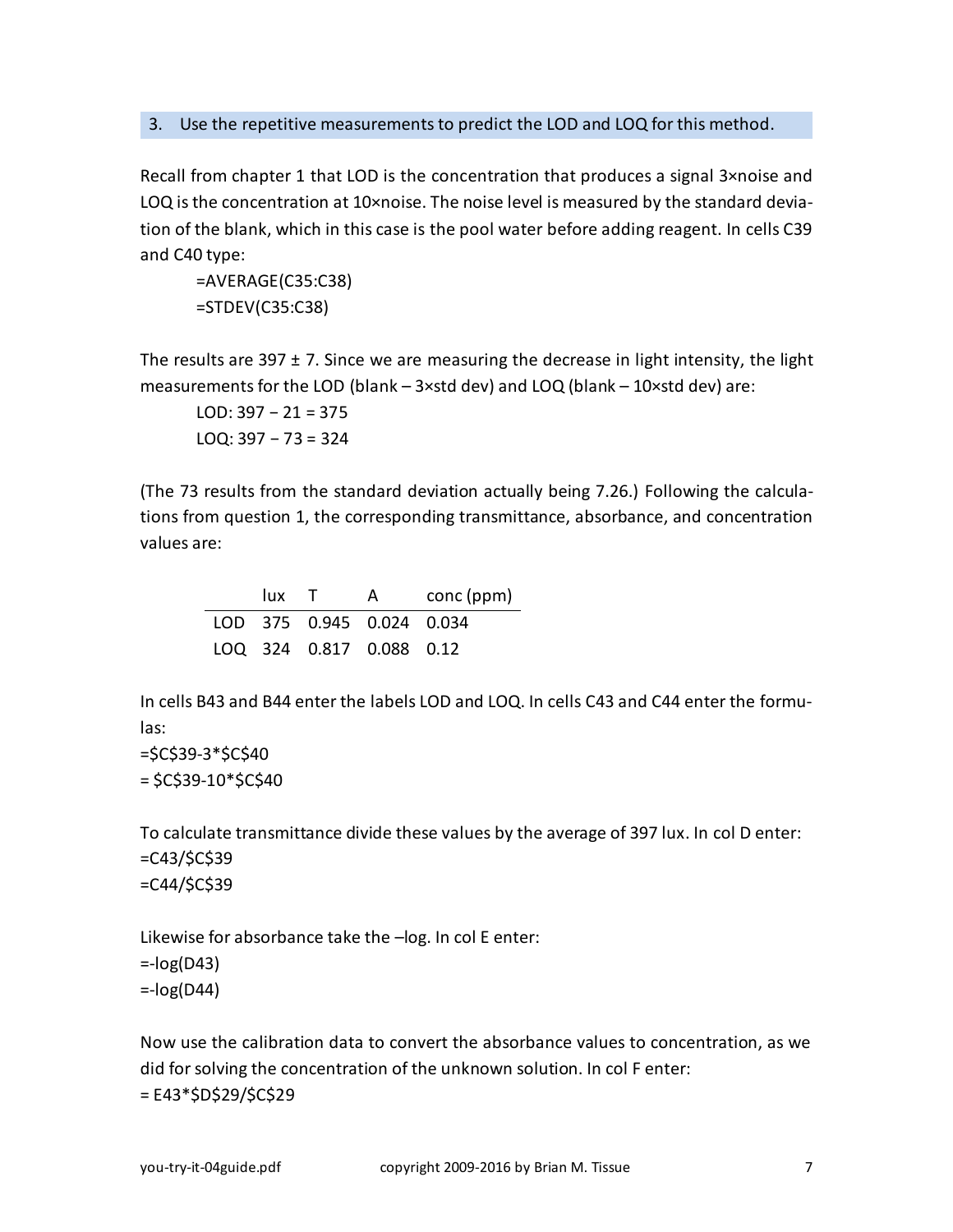### 3. Use the repetitive measurements to predict the LOD and LOQ for this method.

Recall from chapter 1 that LOD is the concentration that produces a signal 3×noise and LOQ is the concentration at 10×noise. The noise level is measured by the standard deviation of the blank, which in this case is the pool water before adding reagent. In cells C39 and C40 type:

```
=AVERAGE(C35:C38)
=STDEV(C35:C38)
```

The results are 397 ± 7. Since we are measuring the decrease in light intensity, the light measurements for the LOD (blank – 3×std dev) and LOQ (blank – 10×std dev) are:

LOD: 397 − 21 = 375
LOQ: 397 − 73 = 324

(The 73 results from the standard deviation actually being 7.26.) Following the calculations from question 1, the corresponding transmittance, absorbance, and concentration values are:

| | lux | T | A | conc (ppm) |
|---|---|---|---|---|
| LOD | 375 | 0.945 | 0.024 | 0.034 |
| LOQ | 324 | 0.817 | 0.088 | 0.12 |

In cells B43 and B44 enter the labels LOD and LOQ. In cells C43 and C44 enter the formulas:

```
=$C$39-3*$C$40
= $C$39-10*$C$40
```

To calculate transmittance divide these values by the average of 397 lux. In col D enter:

```
=C43/$C$39
=C44/$C$39
```

Likewise for absorbance take the –log. In col E enter:

```
=-log(D43)
=-log(D44)
```

Now use the calibration data to convert the absorbance values to concentration, as we did for solving the concentration of the unknown solution. In col F enter:

```
= E43*$D$29/$C$29
```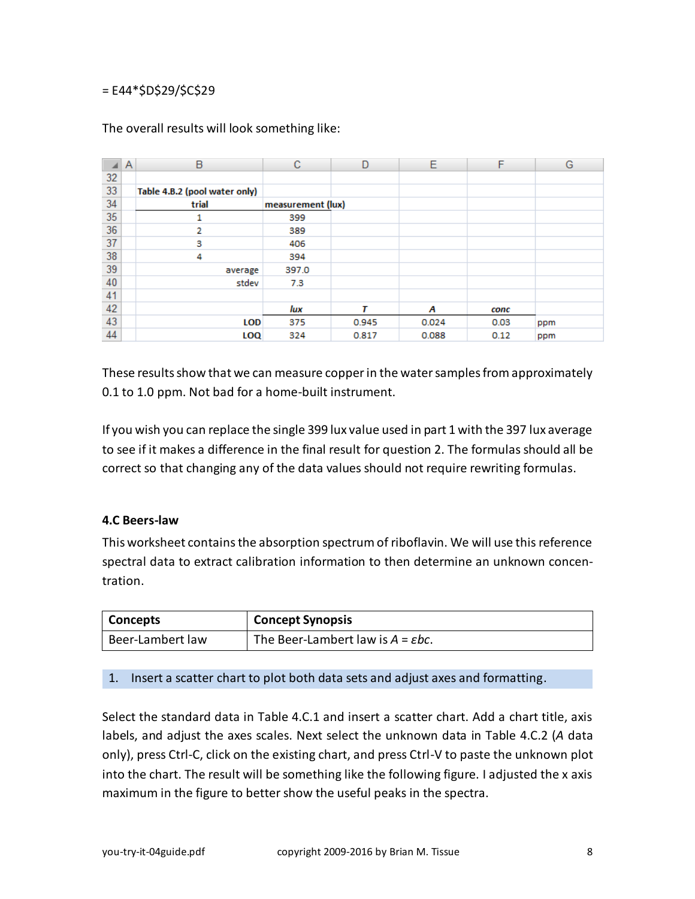= E44*$D$29/$C$29

The overall results will look something like:

| | A | B | C | D | E | F | G |
|---|---|---|---|---|---|---|---|
| 32 | | | | | | | |
| 33 | | **Table 4.B.2 (pool water only)** | | | | | |
| 34 | | **trial** | **measurement (lux)** | | | | |
| 35 | | 1 | 399 | | | | |
| 36 | | 2 | 389 | | | | |
| 37 | | 3 | 406 | | | | |
| 38 | | 4 | 394 | | | | |
| 39 | | average | 397.0 | | | | |
| 40 | | stdev | 7.3 | | | | |
| 41 | | | | | | | |
| 42 | | | ***lux*** | ***T*** | ***A*** | ***conc*** | |
| 43 | | **LOD** | 375 | 0.945 | 0.024 | 0.03 | ppm |
| 44 | | **LOQ** | 324 | 0.817 | 0.088 | 0.12 | ppm |

These results show that we can measure copper in the water samples from approximately 0.1 to 1.0 ppm. Not bad for a home-built instrument.

If you wish you can replace the single 399 lux value used in part 1 with the 397 lux average to see if it makes a difference in the final result for question 2. The formulas should all be correct so that changing any of the data values should not require rewriting formulas.

### 4.C Beers-law

This worksheet contains the absorption spectrum of riboflavin. We will use this reference spectral data to extract calibration information to then determine an unknown concentration.

| Concepts | Concept Synopsis |
|---|---|
| Beer-Lambert law | The Beer-Lambert law is $A = \varepsilon bc$. |

1. Insert a scatter chart to plot both data sets and adjust axes and formatting.

Select the standard data in Table 4.C.1 and insert a scatter chart. Add a chart title, axis labels, and adjust the axes scales. Next select the unknown data in Table 4.C.2 (*A* data only), press Ctrl-C, click on the existing chart, and press Ctrl-V to paste the unknown plot into the chart. The result will be something like the following figure. I adjusted the x axis maximum in the figure to better show the useful peaks in the spectra.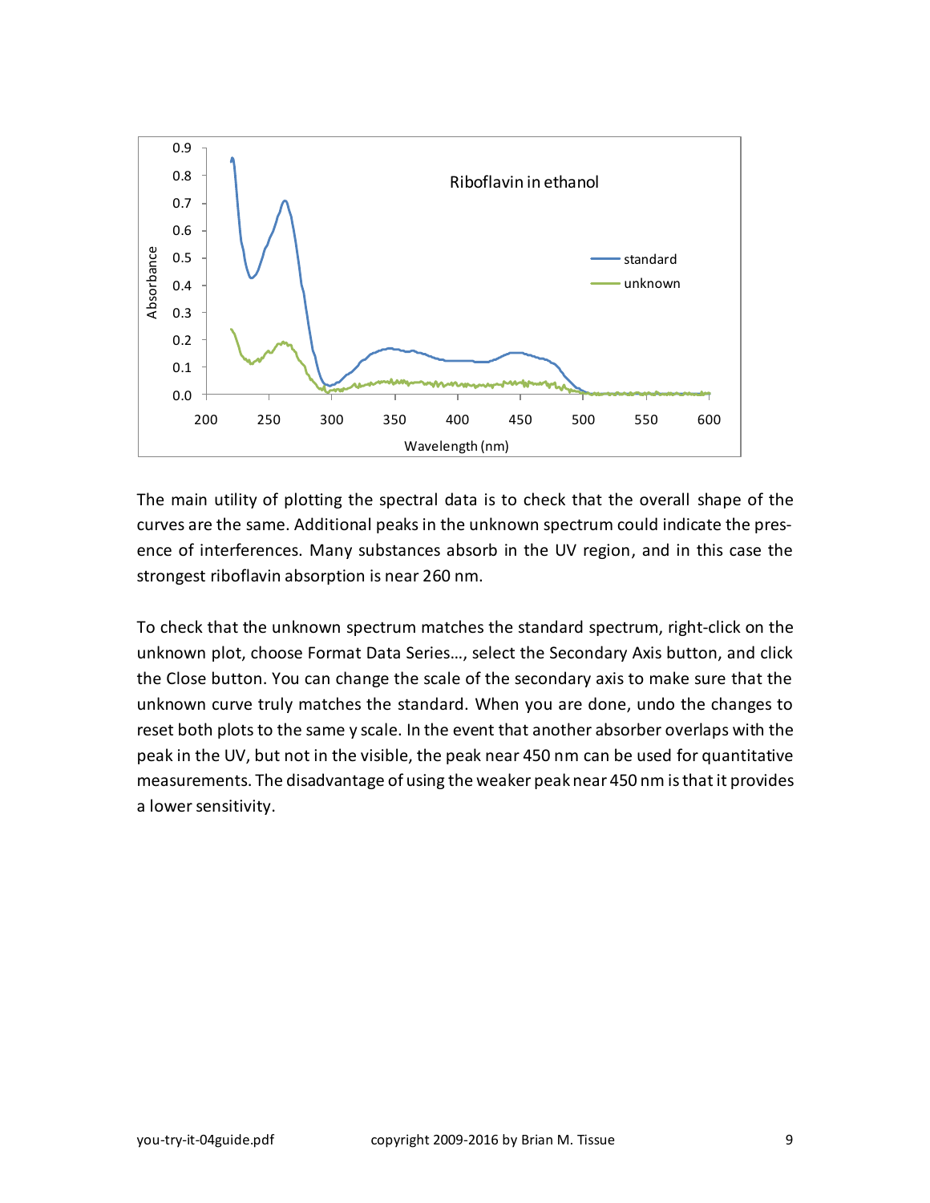The main utility of plotting the spectral data is to check that the overall shape of the curves are the same. Additional peaks in the unknown spectrum could indicate the presence of interferences. Many substances absorb in the UV region, and in this case the strongest riboflavin absorption is near 260 nm.

To check that the unknown spectrum matches the standard spectrum, right-click on the unknown plot, choose Format Data Series…, select the Secondary Axis button, and click the Close button. You can change the scale of the secondary axis to make sure that the unknown curve truly matches the standard. When you are done, undo the changes to reset both plots to the same y scale. In the event that another absorber overlaps with the peak in the UV, but not in the visible, the peak near 450 nm can be used for quantitative measurements. The disadvantage of using the weaker peak near 450 nm is that it provides a lower sensitivity.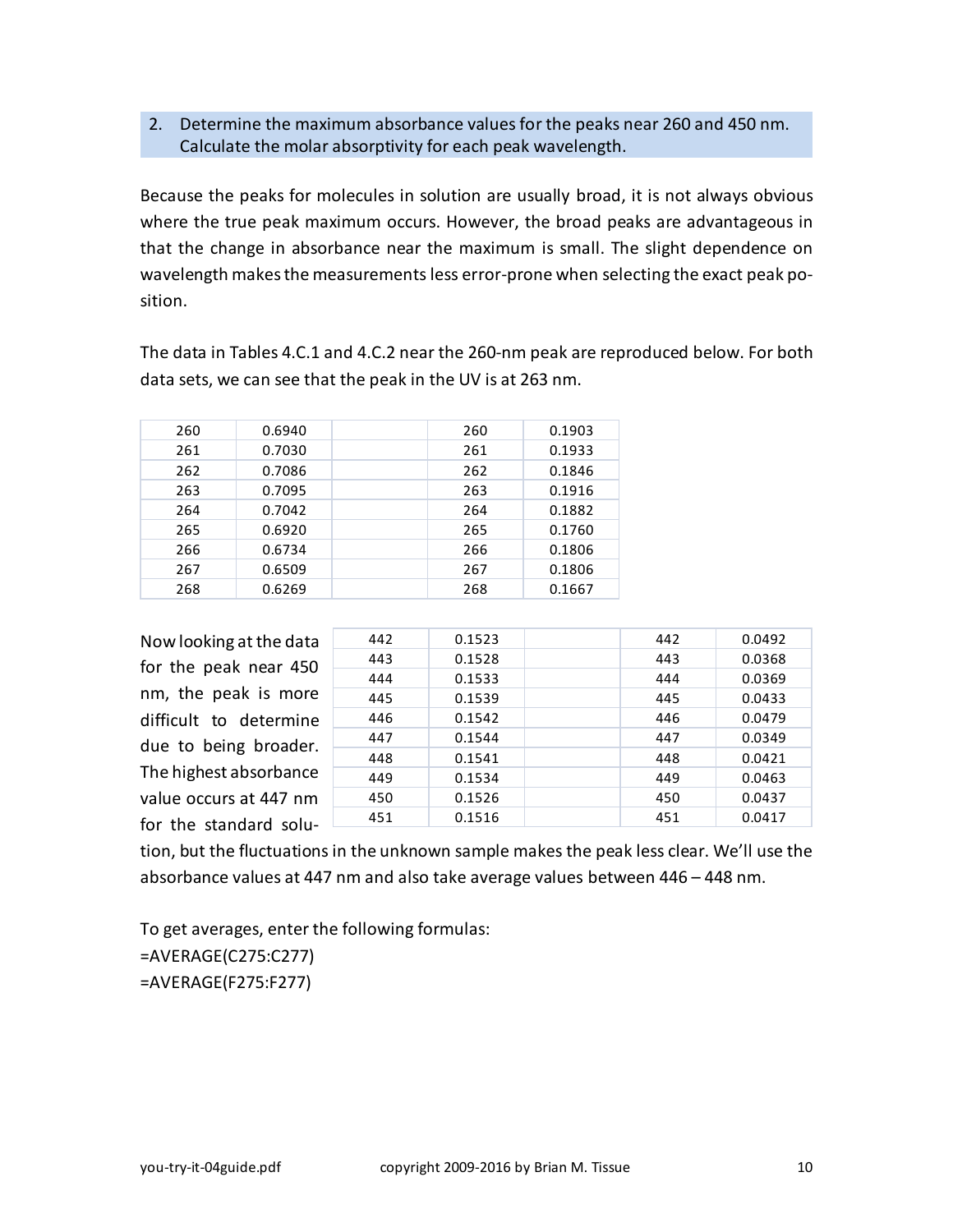2. Determine the maximum absorbance values for the peaks near 260 and 450 nm. Calculate the molar absorptivity for each peak wavelength.

Because the peaks for molecules in solution are usually broad, it is not always obvious where the true peak maximum occurs. However, the broad peaks are advantageous in that the change in absorbance near the maximum is small. The slight dependence on wavelength makes the measurements less error-prone when selecting the exact peak position.

The data in Tables 4.C.1 and 4.C.2 near the 260-nm peak are reproduced below. For both data sets, we can see that the peak in the UV is at 263 nm.

| | | | | |
|---|---|---|---|---|
| 260 | 0.6940 | | 260 | 0.1903 |
| 261 | 0.7030 | | 261 | 0.1933 |
| 262 | 0.7086 | | 262 | 0.1846 |
| 263 | 0.7095 | | 263 | 0.1916 |
| 264 | 0.7042 | | 264 | 0.1882 |
| 265 | 0.6920 | | 265 | 0.1760 |
| 266 | 0.6734 | | 266 | 0.1806 |
| 267 | 0.6509 | | 267 | 0.1806 |
| 268 | 0.6269 | | 268 | 0.1667 |

Now looking at the data for the peak near 450 nm, the peak is more difficult to determine due to being broader. The highest absorbance value occurs at 447 nm for the standard solution, but the fluctuations in the unknown sample makes the peak less clear. We'll use the absorbance values at 447 nm and also take average values between 446 – 448 nm.

| | | | | |
|---|---|---|---|---|
| 442 | 0.1523 | | 442 | 0.0492 |
| 443 | 0.1528 | | 443 | 0.0368 |
| 444 | 0.1533 | | 444 | 0.0369 |
| 445 | 0.1539 | | 445 | 0.0433 |
| 446 | 0.1542 | | 446 | 0.0479 |
| 447 | 0.1544 | | 447 | 0.0349 |
| 448 | 0.1541 | | 448 | 0.0421 |
| 449 | 0.1534 | | 449 | 0.0463 |
| 450 | 0.1526 | | 450 | 0.0437 |
| 451 | 0.1516 | | 451 | 0.0417 |

To get averages, enter the following formulas:

```
=AVERAGE(C275:C277)
=AVERAGE(F275:F277)
```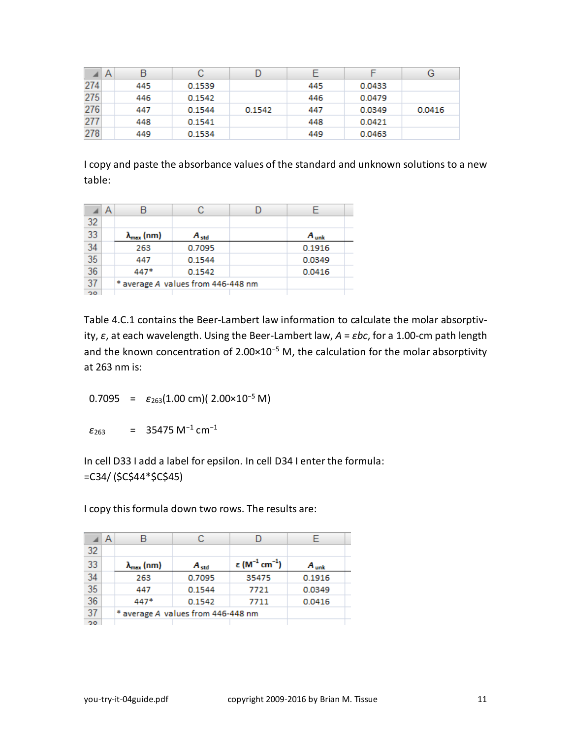| | A | B | C | D | E | F | G |
|---|---|---|---|---|---|---|---|
| 274 | | 445 | 0.1539 | | 445 | 0.0433 | |
| 275 | | 446 | 0.1542 | | 446 | 0.0479 | |
| 276 | | 447 | 0.1544 | 0.1542 | 447 | 0.0349 | 0.0416 |
| 277 | | 448 | 0.1541 | | 448 | 0.0421 | |
| 278 | | 449 | 0.1534 | | 449 | 0.0463 | |

I copy and paste the absorbance values of the standard and unknown solutions to a new table:

| | A | B | C | D | E |
|---|---|---|---|---|---|
| 32 | | | | | |
| 33 | | $\lambda_{max}$ (nm) | $A_{std}$ | | $A_{unk}$ |
| 34 | | 263 | 0.7095 | | 0.1916 |
| 35 | | 447 | 0.1544 | | 0.0349 |
| 36 | | 447* | 0.1542 | | 0.0416 |
| 37 | | * average *A* values from 446-448 nm | | | |

Table 4.C.1 contains the Beer-Lambert law information to calculate the molar absorptivity, $\varepsilon$, at each wavelength. Using the Beer-Lambert law, $A = \varepsilon bc$, for a 1.00-cm path length and the known concentration of $2.00\times10^{-5}$ M, the calculation for the molar absorptivity at 263 nm is:

$$0.7095 \quad = \quad \varepsilon_{263}(1.00 \text{ cm})(2.00\times10^{-5} \text{ M})$$

$$\varepsilon_{263} \quad = \quad 35475 \text{ M}^{-1} \text{ cm}^{-1}$$

In cell D33 I add a label for epsilon. In cell D34 I enter the formula:
=C34/ ($C$44*$C$45)

I copy this formula down two rows. The results are:

| | A | B | C | D | E |
|---|---|---|---|---|---|
| 32 | | | | | |
| 33 | | $\lambda_{max}$ (nm) | $A_{std}$ | $\varepsilon$ ($M^{-1}$ $cm^{-1}$) | $A_{unk}$ |
| 34 | | 263 | 0.7095 | 35475 | 0.1916 |
| 35 | | 447 | 0.1544 | 7721 | 0.0349 |
| 36 | | 447* | 0.1542 | 7711 | 0.0416 |
| 37 | | * average *A* values from 446-448 nm | | | |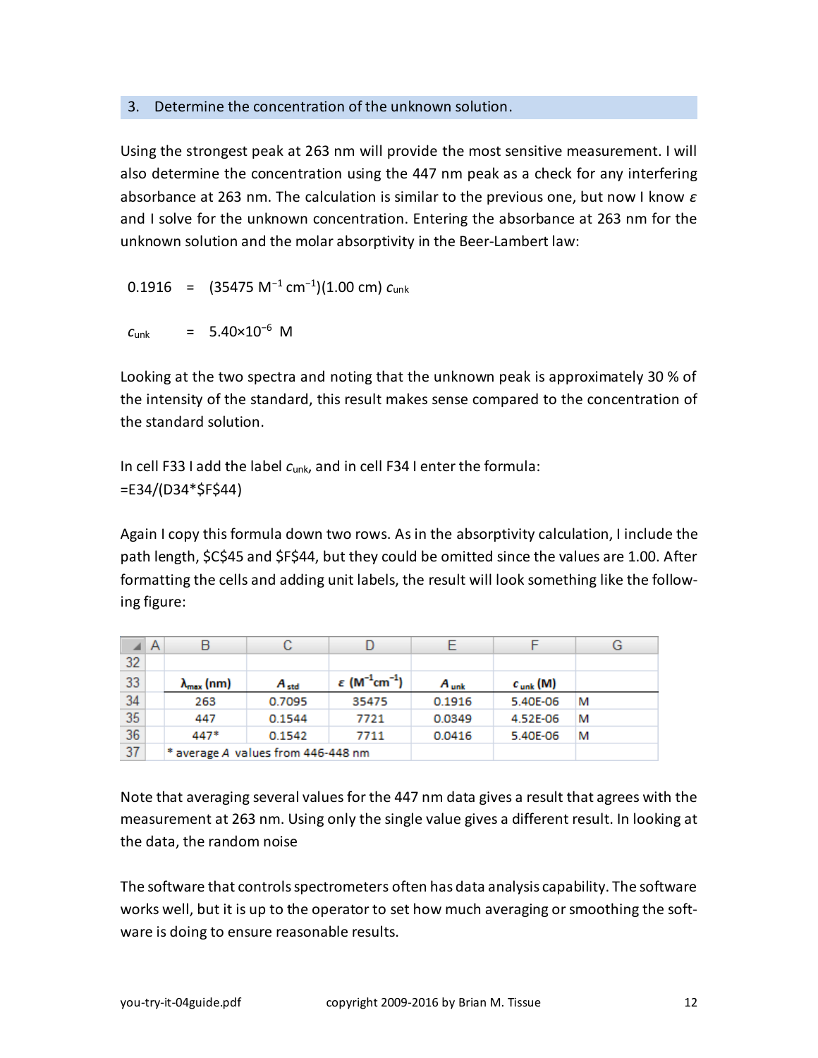## 3. Determine the concentration of the unknown solution.

Using the strongest peak at 263 nm will provide the most sensitive measurement. I will also determine the concentration using the 447 nm peak as a check for any interfering absorbance at 263 nm. The calculation is similar to the previous one, but now I know $\varepsilon$ and I solve for the unknown concentration. Entering the absorbance at 263 nm for the unknown solution and the molar absorptivity in the Beer-Lambert law:

$$0.1916 = (35475\ \mathrm{M^{-1}\,cm^{-1}})(1.00\ \mathrm{cm})\ c_{unk}$$

$$c_{unk} = 5.40\times10^{-6}\ \mathrm{M}$$

Looking at the two spectra and noting that the unknown peak is approximately 30 % of the intensity of the standard, this result makes sense compared to the concentration of the standard solution.

In cell F33 I add the label $c_{unk}$, and in cell F34 I enter the formula:
=E34/(D34*$F$44)

Again I copy this formula down two rows. As in the absorptivity calculation, I include the path length, $C$45 and $F$44, but they could be omitted since the values are 1.00. After formatting the cells and adding unit labels, the result will look something like the following figure:

| | A | B | C | D | E | F | G |
|---|---|---|---|---|---|---|---|
| 32 | | | | | | | |
| 33 | | $\lambda_{max}$ (nm) | $A_{std}$ | $\varepsilon$ ($\mathrm{M^{-1}cm^{-1}}$) | $A_{unk}$ | $c_{unk}$ (M) | |
| 34 | | 263 | 0.7095 | 35475 | 0.1916 | 5.40E-06 | M |
| 35 | | 447 | 0.1544 | 7721 | 0.0349 | 4.52E-06 | M |
| 36 | | 447* | 0.1542 | 7711 | 0.0416 | 5.40E-06 | M |
| 37 | | * average $A$ values from 446-448 nm | | | | | |

Note that averaging several values for the 447 nm data gives a result that agrees with the measurement at 263 nm. Using only the single value gives a different result. In looking at the data, the random noise

The software that controls spectrometers often has data analysis capability. The software works well, but it is up to the operator to set how much averaging or smoothing the software is doing to ensure reasonable results.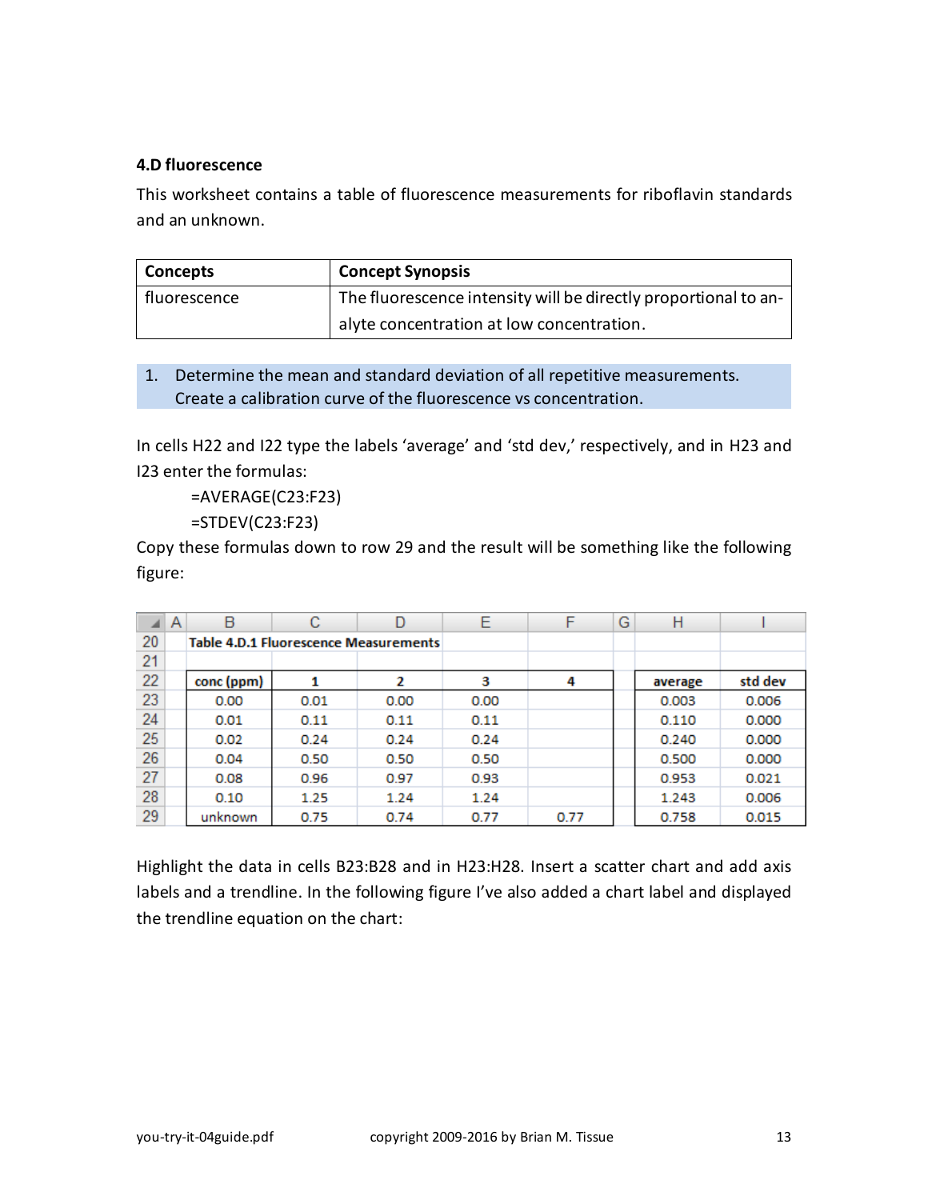**4.D fluorescence**

This worksheet contains a table of fluorescence measurements for riboflavin standards and an unknown.

| Concepts | Concept Synopsis |
|---|---|
| fluorescence | The fluorescence intensity will be directly proportional to analyte concentration at low concentration. |

1. Determine the mean and standard deviation of all repetitive measurements. Create a calibration curve of the fluorescence vs concentration.

In cells H22 and I22 type the labels 'average' and 'std dev,' respectively, and in H23 and I23 enter the formulas:

```
=AVERAGE(C23:F23)
=STDEV(C23:F23)
```

Copy these formulas down to row 29 and the result will be something like the following figure:

| | A | B | C | D | E | F | G | H | I |
|---|---|---|---|---|---|---|---|---|---|
| 20 | | **Table 4.D.1 Fluorescence Measurements** | | | | | | | |
| 21 | | | | | | | | | |
| 22 | | **conc (ppm)** | **1** | **2** | **3** | **4** | | **average** | **std dev** |
| 23 | | 0.00 | 0.01 | 0.00 | 0.00 | | | 0.003 | 0.006 |
| 24 | | 0.01 | 0.11 | 0.11 | 0.11 | | | 0.110 | 0.000 |
| 25 | | 0.02 | 0.24 | 0.24 | 0.24 | | | 0.240 | 0.000 |
| 26 | | 0.04 | 0.50 | 0.50 | 0.50 | | | 0.500 | 0.000 |
| 27 | | 0.08 | 0.96 | 0.97 | 0.93 | | | 0.953 | 0.021 |
| 28 | | 0.10 | 1.25 | 1.24 | 1.24 | | | 1.243 | 0.006 |
| 29 | | unknown | 0.75 | 0.74 | 0.77 | 0.77 | | 0.758 | 0.015 |

Highlight the data in cells B23:B28 and in H23:H28. Insert a scatter chart and add axis labels and a trendline. In the following figure I've also added a chart label and displayed the trendline equation on the chart: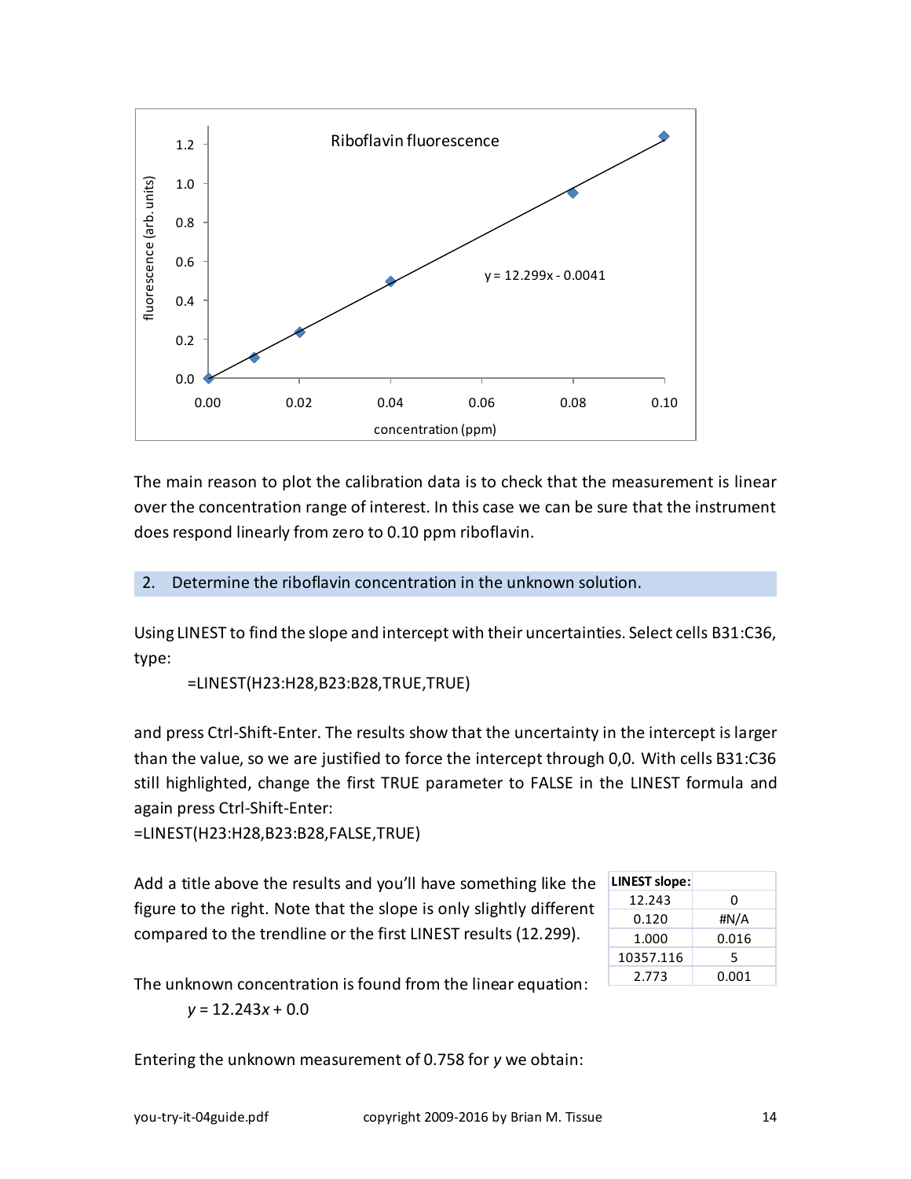The main reason to plot the calibration data is to check that the measurement is linear over the concentration range of interest. In this case we can be sure that the instrument does respond linearly from zero to 0.10 ppm riboflavin.

## 2. Determine the riboflavin concentration in the unknown solution.

Using LINEST to find the slope and intercept with their uncertainties. Select cells B31:C36, type:

```
=LINEST(H23:H28,B23:B28,TRUE,TRUE)
```

and press Ctrl-Shift-Enter. The results show that the uncertainty in the intercept is larger than the value, so we are justified to force the intercept through 0,0. With cells B31:C36 still highlighted, change the first TRUE parameter to FALSE in the LINEST formula and again press Ctrl-Shift-Enter:

```
=LINEST(H23:H28,B23:B28,FALSE,TRUE)
```

Add a title above the results and you'll have something like the figure to the right. Note that the slope is only slightly different compared to the trendline or the first LINEST results (12.299).

| **LINEST slope:** | |
|---|---|
| 12.243 | 0 |
| 0.120 | #N/A |
| 1.000 | 0.016 |
| 10357.116 | 5 |
| 2.773 | 0.001 |

The unknown concentration is found from the linear equation:

$$y = 12.243x + 0.0$$

Entering the unknown measurement of 0.758 for $y$ we obtain: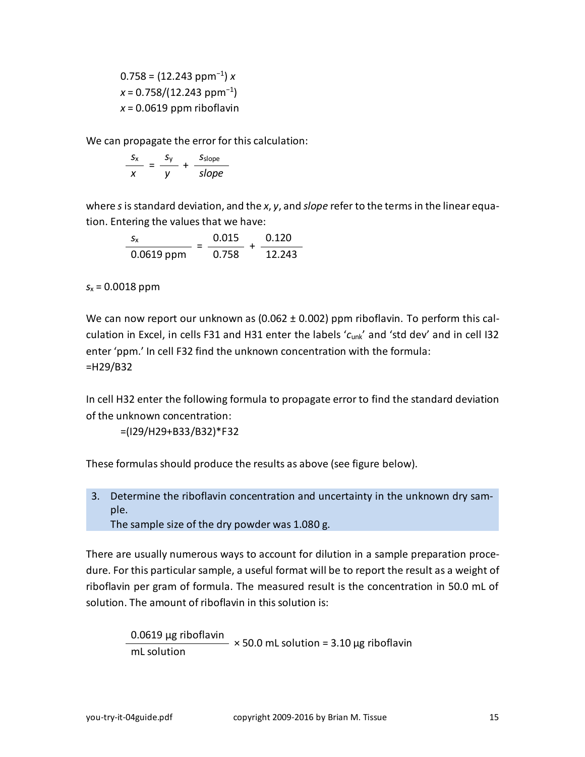$$0.758 = (12.243\ \text{ppm}^{-1})\ x$$
$$x = 0.758/(12.243\ \text{ppm}^{-1})$$
$$x = 0.0619\ \text{ppm riboflavin}$$

We can propagate the error for this calculation:

$$\frac{s_x}{x} = \frac{s_y}{y} + \frac{s_{slope}}{slope}$$

where *s* is standard deviation, and the *x*, *y*, and *slope* refer to the terms in the linear equation. Entering the values that we have:

$$\frac{s_x}{0.0619\ \text{ppm}} = \frac{0.015}{0.758} + \frac{0.120}{12.243}$$

$s_x = 0.0018$ ppm

We can now report our unknown as (0.062 ± 0.002) ppm riboflavin. To perform this calculation in Excel, in cells F31 and H31 enter the labels '$c_{unk}$' and 'std dev' and in cell I32 enter 'ppm.' In cell F32 find the unknown concentration with the formula:

```
=H29/B32
```

In cell H32 enter the following formula to propagate error to find the standard deviation of the unknown concentration:

```
=(I29/H29+B33/B32)*F32
```

These formulas should produce the results as above (see figure below).

3. Determine the riboflavin concentration and uncertainty in the unknown dry sample.
   The sample size of the dry powder was 1.080 g.

There are usually numerous ways to account for dilution in a sample preparation procedure. For this particular sample, a useful format will be to report the result as a weight of riboflavin per gram of formula. The measured result is the concentration in 50.0 mL of solution. The amount of riboflavin in this solution is:

$$\frac{0.0619\ \mu\text{g riboflavin}}{\text{mL solution}} \times 50.0\ \text{mL solution} = 3.10\ \mu\text{g riboflavin}$$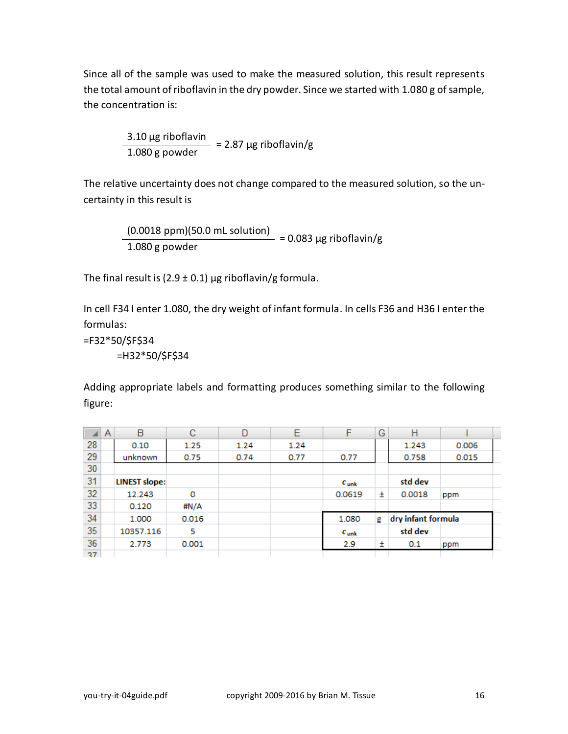Since all of the sample was used to make the measured solution, this result represents the total amount of riboflavin in the dry powder. Since we started with 1.080 g of sample, the concentration is:

$$\frac{3.10 \text{ µg riboflavin}}{1.080 \text{ g powder}} = 2.87 \text{ µg riboflavin/g}$$

The relative uncertainty does not change compared to the measured solution, so the uncertainty in this result is

$$\frac{(0.0018 \text{ ppm})(50.0 \text{ mL solution})}{1.080 \text{ g powder}} = 0.083 \text{ µg riboflavin/g}$$

The final result is (2.9 ± 0.1) µg riboflavin/g formula.

In cell F34 I enter 1.080, the dry weight of infant formula. In cells F36 and H36 I enter the formulas:

```
=F32*50/$F$34
=H32*50/$F$34
```

Adding appropriate labels and formatting produces something similar to the following figure:

| | A | B | C | D | E | F | G | H | I |
|---|---|---|---|---|---|---|---|---|---|
| 28 | | 0.10 | 1.25 | 1.24 | 1.24 | | | 1.243 | 0.006 |
| 29 | | unknown | 0.75 | 0.74 | 0.77 | 0.77 | | 0.758 | 0.015 |
| 30 | | | | | | | | | |
| 31 | | **LINEST slope:** | | | | $c_{unk}$ | | **std dev** | |
| 32 | | 12.243 | 0 | | | 0.0619 | ± | 0.0018 | ppm |
| 33 | | 0.120 | #N/A | | | | | | |
| 34 | | 1.000 | 0.016 | | | 1.080 | g | **dry infant formula** | |
| 35 | | 10357.116 | 5 | | | $c_{unk}$ | | **std dev** | |
| 36 | | 2.773 | 0.001 | | | 2.9 | ± | 0.1 | ppm |
| 37 | | | | | | | | | |